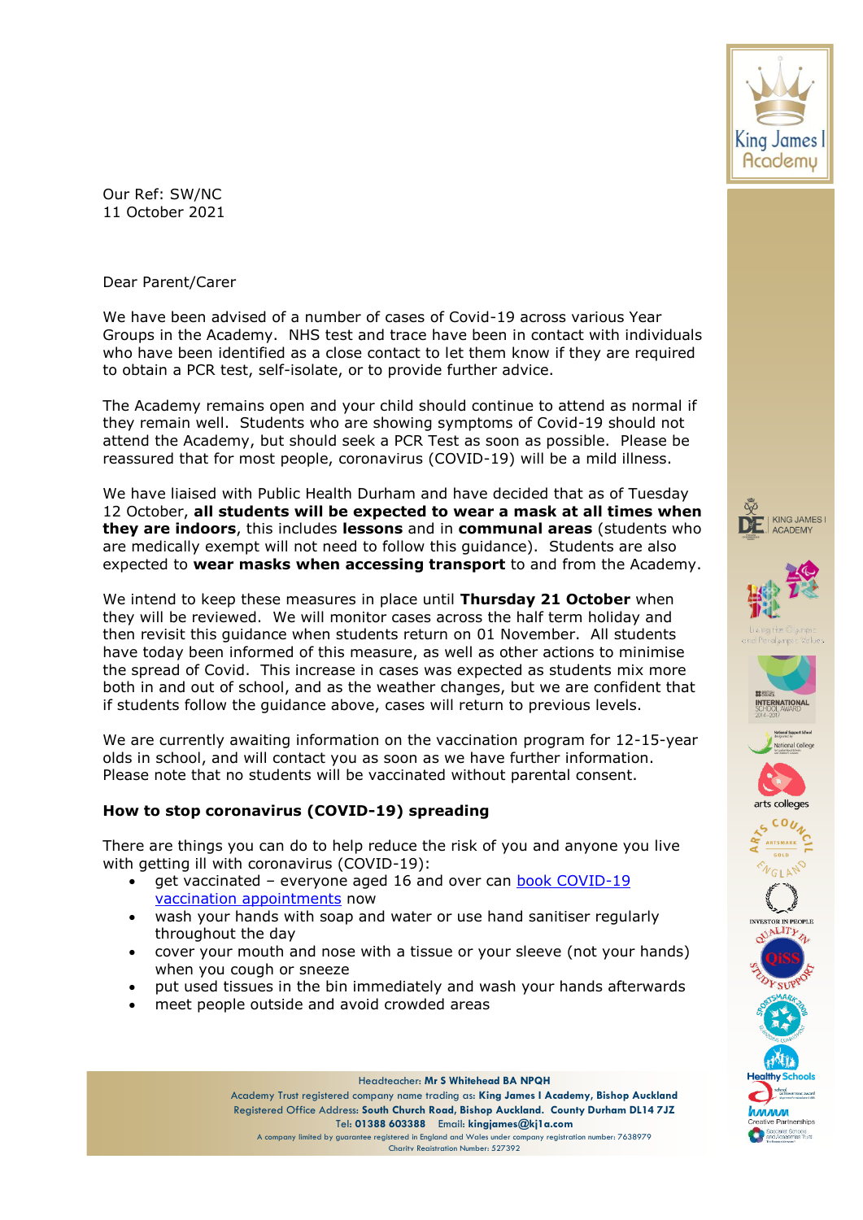Our Ref: SW/NC
11 October 2021

Dear Parent/Carer

We have been advised of a number of cases of Covid-19 across various Year Groups in the Academy. NHS test and trace have been in contact with individuals who have been identified as a close contact to let them know if they are required to obtain a PCR test, self-isolate, or to provide further advice.

The Academy remains open and your child should continue to attend as normal if they remain well. Students who are showing symptoms of Covid-19 should not attend the Academy, but should seek a PCR Test as soon as possible. Please be reassured that for most people, coronavirus (COVID-19) will be a mild illness.

We have liaised with Public Health Durham and have decided that as of Tuesday 12 October, **all students will be expected to wear a mask at all times when they are indoors**, this includes **lessons** and in **communal areas** (students who are medically exempt will not need to follow this guidance). Students are also expected to **wear masks when accessing transport** to and from the Academy.

We intend to keep these measures in place until **Thursday 21 October** when they will be reviewed. We will monitor cases across the half term holiday and then revisit this guidance when students return on 01 November. All students have today been informed of this measure, as well as other actions to minimise the spread of Covid. This increase in cases was expected as students mix more both in and out of school, and as the weather changes, but we are confident that if students follow the guidance above, cases will return to previous levels.

We are currently awaiting information on the vaccination program for 12-15-year olds in school, and will contact you as soon as we have further information. Please note that no students will be vaccinated without parental consent.

**How to stop coronavirus (COVID-19) spreading**

There are things you can do to help reduce the risk of you and anyone you live with getting ill with coronavirus (COVID-19):

- get vaccinated – everyone aged 16 and over can book COVID-19 vaccination appointments now
- wash your hands with soap and water or use hand sanitiser regularly throughout the day
- cover your mouth and nose with a tissue or your sleeve (not your hands) when you cough or sneeze
- put used tissues in the bin immediately and wash your hands afterwards
- meet people outside and avoid crowded areas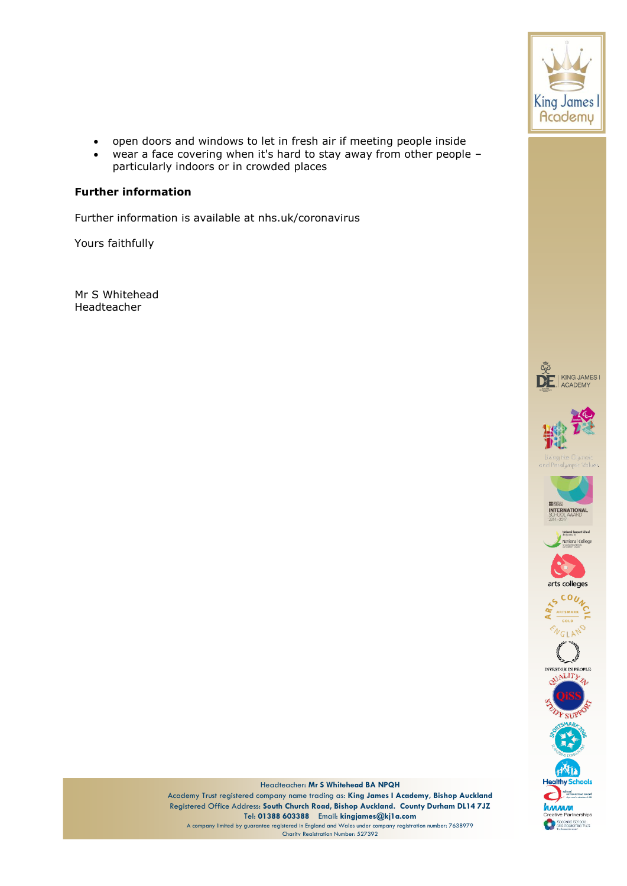- open doors and windows to let in fresh air if meeting people inside
- wear a face covering when it's hard to stay away from other people – particularly indoors or in crowded places

**Further information**

Further information is available at nhs.uk/coronavirus

Yours faithfully

Mr S Whitehead
Headteacher

Headteacher: **Mr S Whitehead BA NPQH**
Academy Trust registered company name trading as: **King James I Academy, Bishop Auckland**
Registered Office Address: **South Church Road, Bishop Auckland. County Durham DL14 7JZ**
Tel: **01388 603388** Email: **kingjames@kj1a.com**
A company limited by guarantee registered in England and Wales under company registration number: 7638979
Charity Registration Number: 527392